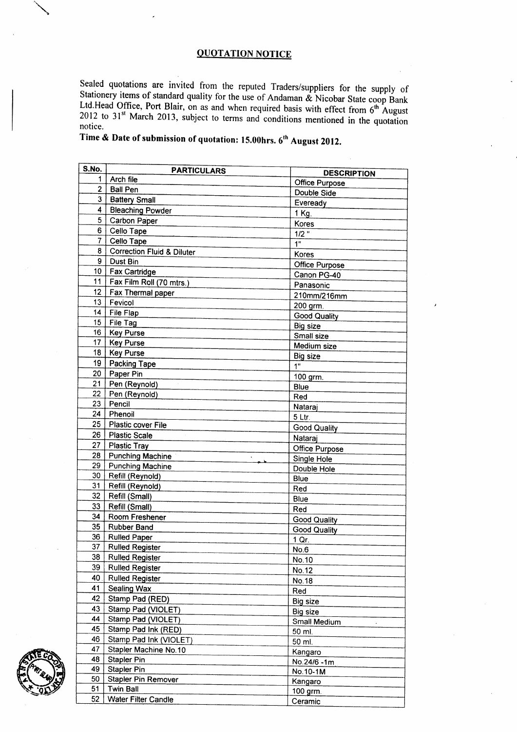## QUOTATION NOTICE

Sealed quotations are invited from the reputed Traders/suppliers for the supply of Stationery items of standard quality for the use of Andaman & Nicobar State coop Bank Ltd.Head Office, Port Blair, on as and when required basis with effect from 6th August 2012 to 31st March 2013, subject to terms and conditions mentioned in the quotation notice.

**Time & Date of submission of quotation: 15.00hrs. 6th August 2012.**

| S.No. | PARTICULARS | DESCRIPTION |
|---|---|---|
| 1 | Arch file | Office Purpose |
| 2 | Ball Pen | Double Side |
| 3 | Battery Small | Eveready |
| 4 | Bleaching Powder | 1 Kg. |
| 5 | Carbon Paper | Kores |
| 6 | Cello Tape | 1/2 " |
| 7 | Cello Tape | 1" |
| 8 | Correction Fluid & Diluter | Kores |
| 9 | Dust Bin | Office Purpose |
| 10 | Fax Cartridge | Canon PG-40 |
| 11 | Fax Film Roll (70 mtrs.) | Panasonic |
| 12 | Fax Thermal paper | 210mm/216mm |
| 13 | Fevicol | 200 grm. |
| 14 | File Flap | Good Quality |
| 15 | File Tag | Big size |
| 16 | Key Purse | Small size |
| 17 | Key Purse | Medium size |
| 18 | Key Purse | Big size |
| 19 | Packing Tape | 1" |
| 20 | Paper Pin | 100 grm. |
| 21 | Pen (Reynold) | Blue |
| 22 | Pen (Reynold) | Red |
| 23 | Pencil | Nataraj |
| 24 | Phenoil | 5 Ltr. |
| 25 | Plastic cover File | Good Quality |
| 26 | Plastic Scale | Nataraj |
| 27 | Plastic Tray | Office Purpose |
| 28 | Punching Machine | Single Hole |
| 29 | Punching Machine | Double Hole |
| 30 | Refill (Reynold) | Blue |
| 31 | Refill (Reynold) | Red |
| 32 | Refill (Small) | Blue |
| 33 | Refill (Small) | Red |
| 34 | Room Freshener | Good Quality |
| 35 | Rubber Band | Good Quality |
| 36 | Rulled Paper | 1 Qr. |
| 37 | Rulled Register | No.6 |
| 38 | Rulled Register | No.10 |
| 39 | Rulled Register | No.12 |
| 40 | Rulled Register | No.18 |
| 41 | Sealing Wax | Red |
| 42 | Stamp Pad (RED) | Big size |
| 43 | Stamp Pad (VIOLET) | Big size |
| 44 | Stamp Pad (VIOLET) | Small Medium |
| 45 | Stamp Pad Ink (RED) | 50 ml. |
| 46 | Stamp Pad Ink (VIOLET) | 50 ml. |
| 47 | Stapler Machine No.10 | Kangaro |
| 48 | Stapler Pin | No.24/6 -1m |
| 49 | Stapler Pin | No.10-1M |
| 50 | Stapler Pin Remover | Kangaro |
| 51 | Twin Ball | 100 grm. |
| 52 | Water Filter Candle | Ceramic |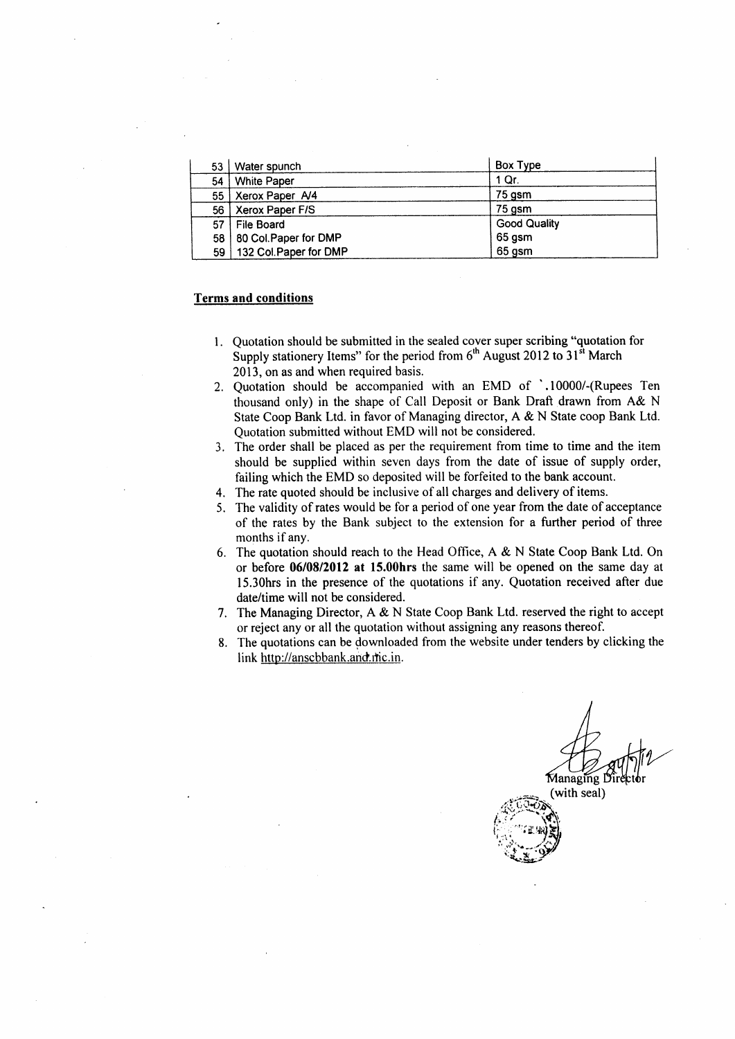| | | |
|---|---|---|
| 53 | Water spunch | Box Type |
| 54 | White Paper | 1 Qr. |
| 55 | Xerox Paper A/4 | 75 gsm |
| 56 | Xerox Paper F/S | 75 gsm |
| 57 | File Board | Good Quality |
| 58 | 80 Col.Paper for DMP | 65 gsm |
| 59 | 132 Col.Paper for DMP | 65 gsm |

## Terms and conditions

1. Quotation should be submitted in the sealed cover super scribing "quotation for Supply stationery Items" for the period from 6th August 2012 to 31st March 2013, on as and when required basis.
2. Quotation should be accompanied with an EMD of `.10000/-(Rupees Ten thousand only) in the shape of Call Deposit or Bank Draft drawn from A& N State Coop Bank Ltd. in favor of Managing director, A & N State coop Bank Ltd. Quotation submitted without EMD will not be considered.
3. The order shall be placed as per the requirement from time to time and the item should be supplied within seven days from the date of issue of supply order, failing which the EMD so deposited will be forfeited to the bank account.
4. The rate quoted should be inclusive of all charges and delivery of items.
5. The validity of rates would be for a period of one year from the date of acceptance of the rates by the Bank subject to the extension for a further period of three months if any.
6. The quotation should reach to the Head Office, A & N State Coop Bank Ltd. On or before **06/08/2012 at 15.00hrs** the same will be opened on the same day at 15.30hrs in the presence of the quotations if any. Quotation received after due date/time will not be considered.
7. The Managing Director, A & N State Coop Bank Ltd. reserved the right to accept or reject any or all the quotation without assigning any reasons thereof.
8. The quotations can be downloaded from the website under tenders by clicking the link http://anscbbank.and.nic.in.

Managing Director
(with seal)